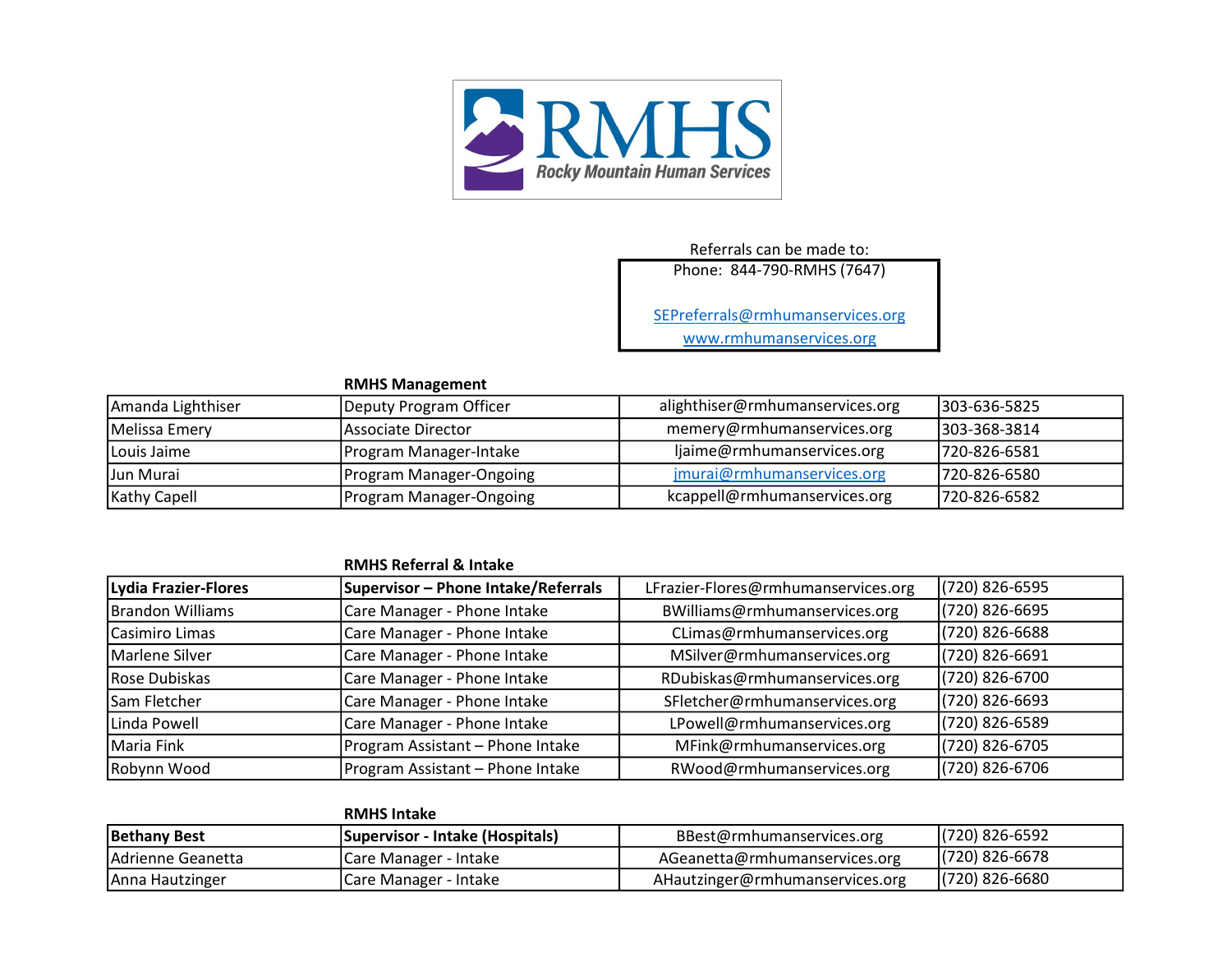RMHS Rocky Mountain Human Services

Referrals can be made to:

Phone: 844-790-RMHS (7647)

SEPreferrals@rmhumanservices.org
www.rmhumanservices.org

**RMHS Management**

| | | | |
|---|---|---|---|
| Amanda Lighthiser | Deputy Program Officer | alighthiser@rmhumanservices.org | 303-636-5825 |
| Melissa Emery | Associate Director | memery@rmhumanservices.org | 303-368-3814 |
| Louis Jaime | Program Manager-Intake | ljaime@rmhumanservices.org | 720-826-6581 |
| Jun Murai | Program Manager-Ongoing | jmurai@rmhumanservices.org | 720-826-6580 |
| Kathy Capell | Program Manager-Ongoing | kcappell@rmhumanservices.org | 720-826-6582 |

**RMHS Referral & Intake**

| **Lydia Frazier-Flores** | **Supervisor – Phone Intake/Referrals** | LFrazier-Flores@rmhumanservices.org | (720) 826-6595 |
|---|---|---|---|
| Brandon Williams | Care Manager - Phone Intake | BWilliams@rmhumanservices.org | (720) 826-6695 |
| Casimiro Limas | Care Manager - Phone Intake | CLimas@rmhumanservices.org | (720) 826-6688 |
| Marlene Silver | Care Manager - Phone Intake | MSilver@rmhumanservices.org | (720) 826-6691 |
| Rose Dubiskas | Care Manager - Phone Intake | RDubiskas@rmhumanservices.org | (720) 826-6700 |
| Sam Fletcher | Care Manager - Phone Intake | SFletcher@rmhumanservices.org | (720) 826-6693 |
| Linda Powell | Care Manager - Phone Intake | LPowell@rmhumanservices.org | (720) 826-6589 |
| Maria Fink | Program Assistant – Phone Intake | MFink@rmhumanservices.org | (720) 826-6705 |
| Robynn Wood | Program Assistant – Phone Intake | RWood@rmhumanservices.org | (720) 826-6706 |

**RMHS Intake**

| **Bethany Best** | **Supervisor - Intake (Hospitals)** | BBest@rmhumanservices.org | (720) 826-6592 |
|---|---|---|---|
| Adrienne Geanetta | Care Manager - Intake | AGeanetta@rmhumanservices.org | (720) 826-6678 |
| Anna Hautzinger | Care Manager - Intake | AHautzinger@rmhumanservices.org | (720) 826-6680 |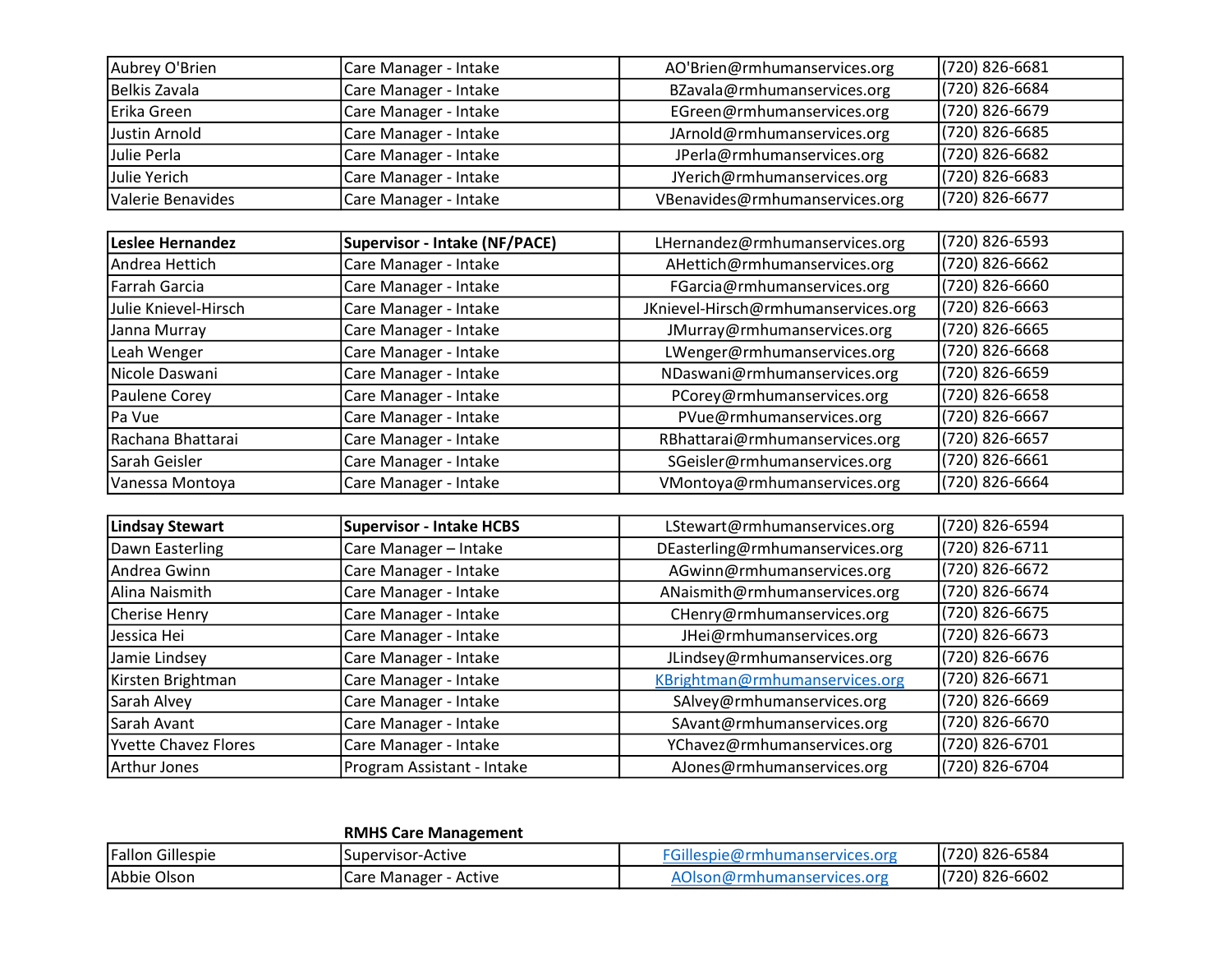| | | | |
|---|---|---|---|
| Aubrey O'Brien | Care Manager - Intake | AO'Brien@rmhumanservices.org | (720) 826-6681 |
| Belkis Zavala | Care Manager - Intake | BZavala@rmhumanservices.org | (720) 826-6684 |
| Erika Green | Care Manager - Intake | EGreen@rmhumanservices.org | (720) 826-6679 |
| Justin Arnold | Care Manager - Intake | JArnold@rmhumanservices.org | (720) 826-6685 |
| Julie Perla | Care Manager - Intake | JPerla@rmhumanservices.org | (720) 826-6682 |
| Julie Yerich | Care Manager - Intake | JYerich@rmhumanservices.org | (720) 826-6683 |
| Valerie Benavides | Care Manager - Intake | VBenavides@rmhumanservices.org | (720) 826-6677 |

| **Leslee Hernandez** | **Supervisor - Intake (NF/PACE)** | LHernandez@rmhumanservices.org | (720) 826-6593 |
|---|---|---|---|
| Andrea Hettich | Care Manager - Intake | AHettich@rmhumanservices.org | (720) 826-6662 |
| Farrah Garcia | Care Manager - Intake | FGarcia@rmhumanservices.org | (720) 826-6660 |
| Julie Knievel-Hirsch | Care Manager - Intake | JKnievel-Hirsch@rmhumanservices.org | (720) 826-6663 |
| Janna Murray | Care Manager - Intake | JMurray@rmhumanservices.org | (720) 826-6665 |
| Leah Wenger | Care Manager - Intake | LWenger@rmhumanservices.org | (720) 826-6668 |
| Nicole Daswani | Care Manager - Intake | NDaswani@rmhumanservices.org | (720) 826-6659 |
| Paulene Corey | Care Manager - Intake | PCorey@rmhumanservices.org | (720) 826-6658 |
| Pa Vue | Care Manager - Intake | PVue@rmhumanservices.org | (720) 826-6667 |
| Rachana Bhattarai | Care Manager - Intake | RBhattarai@rmhumanservices.org | (720) 826-6657 |
| Sarah Geisler | Care Manager - Intake | SGeisler@rmhumanservices.org | (720) 826-6661 |
| Vanessa Montoya | Care Manager - Intake | VMontoya@rmhumanservices.org | (720) 826-6664 |

| **Lindsay Stewart** | **Supervisor - Intake HCBS** | LStewart@rmhumanservices.org | (720) 826-6594 |
|---|---|---|---|
| Dawn Easterling | Care Manager – Intake | DEasterling@rmhumanservices.org | (720) 826-6711 |
| Andrea Gwinn | Care Manager - Intake | AGwinn@rmhumanservices.org | (720) 826-6672 |
| Alina Naismith | Care Manager - Intake | ANaismith@rmhumanservices.org | (720) 826-6674 |
| Cherise Henry | Care Manager - Intake | CHenry@rmhumanservices.org | (720) 826-6675 |
| Jessica Hei | Care Manager - Intake | JHei@rmhumanservices.org | (720) 826-6673 |
| Jamie Lindsey | Care Manager - Intake | JLindsey@rmhumanservices.org | (720) 826-6676 |
| Kirsten Brightman | Care Manager - Intake | KBrightman@rmhumanservices.org | (720) 826-6671 |
| Sarah Alvey | Care Manager - Intake | SAlvey@rmhumanservices.org | (720) 826-6669 |
| Sarah Avant | Care Manager - Intake | SAvant@rmhumanservices.org | (720) 826-6670 |
| Yvette Chavez Flores | Care Manager - Intake | YChavez@rmhumanservices.org | (720) 826-6701 |
| Arthur Jones | Program Assistant - Intake | AJones@rmhumanservices.org | (720) 826-6704 |

**RMHS Care Management**

| | | | |
|---|---|---|---|
| Fallon Gillespie | Supervisor-Active | FGillespie@rmhumanservices.org | (720) 826-6584 |
| Abbie Olson | Care Manager - Active | AOlson@rmhumanservices.org | (720) 826-6602 |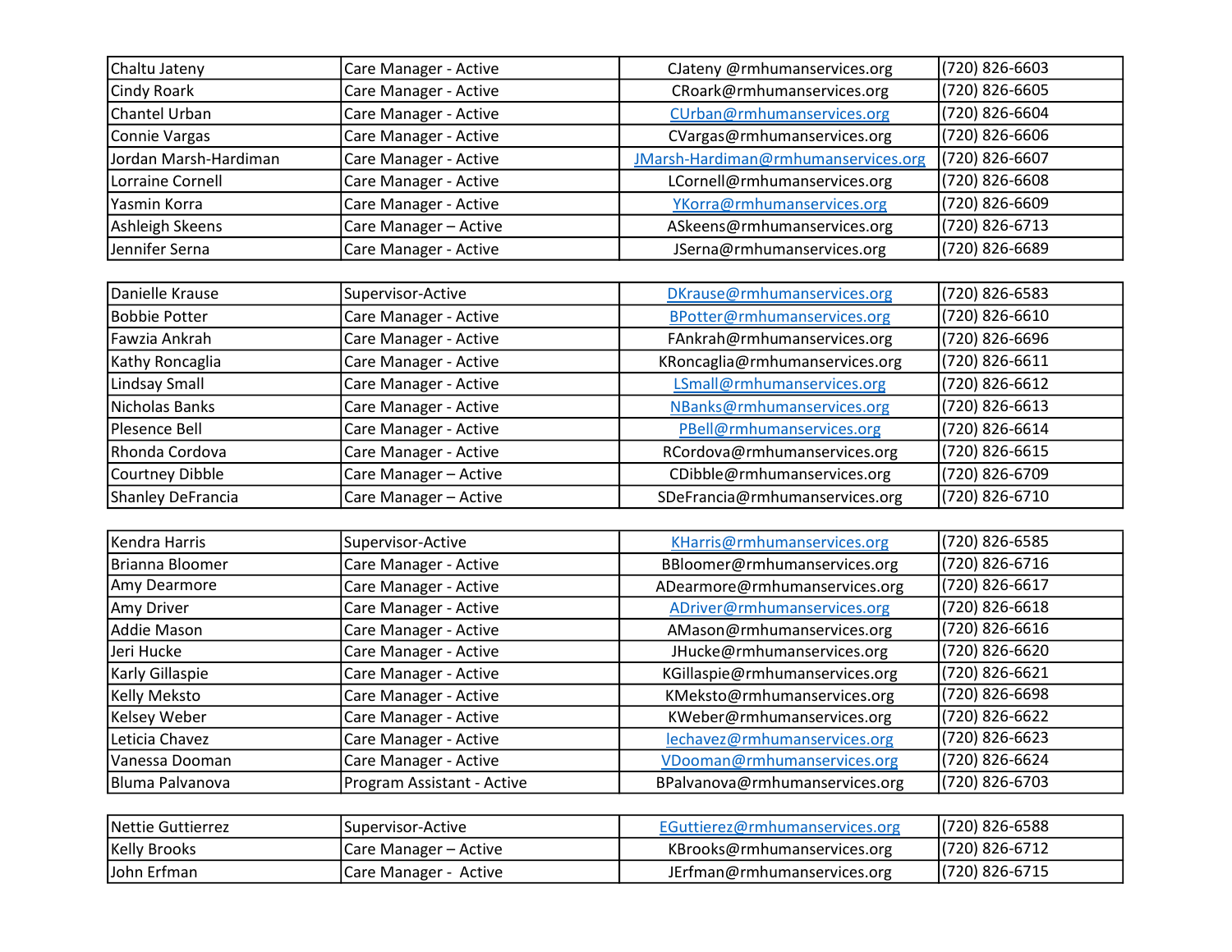| | | | |
|---|---|---|---|
| Chaltu Jateny | Care Manager - Active | CJateny @rmhumanservices.org | (720) 826-6603 |
| Cindy Roark | Care Manager - Active | CRoark@rmhumanservices.org | (720) 826-6605 |
| Chantel Urban | Care Manager - Active | CUrban@rmhumanservices.org | (720) 826-6604 |
| Connie Vargas | Care Manager - Active | CVargas@rmhumanservices.org | (720) 826-6606 |
| Jordan Marsh-Hardiman | Care Manager - Active | JMarsh-Hardiman@rmhumanservices.org | (720) 826-6607 |
| Lorraine Cornell | Care Manager - Active | LCornell@rmhumanservices.org | (720) 826-6608 |
| Yasmin Korra | Care Manager - Active | YKorra@rmhumanservices.org | (720) 826-6609 |
| Ashleigh Skeens | Care Manager – Active | ASkeens@rmhumanservices.org | (720) 826-6713 |
| Jennifer Serna | Care Manager - Active | JSerna@rmhumanservices.org | (720) 826-6689 |

| | | | |
|---|---|---|---|
| Danielle Krause | Supervisor-Active | DKrause@rmhumanservices.org | (720) 826-6583 |
| Bobbie Potter | Care Manager - Active | BPotter@rmhumanservices.org | (720) 826-6610 |
| Fawzia Ankrah | Care Manager - Active | FAnkrah@rmhumanservices.org | (720) 826-6696 |
| Kathy Roncaglia | Care Manager - Active | KRoncaglia@rmhumanservices.org | (720) 826-6611 |
| Lindsay Small | Care Manager - Active | LSmall@rmhumanservices.org | (720) 826-6612 |
| Nicholas Banks | Care Manager - Active | NBanks@rmhumanservices.org | (720) 826-6613 |
| Plesence Bell | Care Manager - Active | PBell@rmhumanservices.org | (720) 826-6614 |
| Rhonda Cordova | Care Manager - Active | RCordova@rmhumanservices.org | (720) 826-6615 |
| Courtney Dibble | Care Manager – Active | CDibble@rmhumanservices.org | (720) 826-6709 |
| Shanley DeFrancia | Care Manager – Active | SDeFrancia@rmhumanservices.org | (720) 826-6710 |

| | | | |
|---|---|---|---|
| Kendra Harris | Supervisor-Active | KHarris@rmhumanservices.org | (720) 826-6585 |
| Brianna Bloomer | Care Manager - Active | BBloomer@rmhumanservices.org | (720) 826-6716 |
| Amy Dearmore | Care Manager - Active | ADearmore@rmhumanservices.org | (720) 826-6617 |
| Amy Driver | Care Manager - Active | ADriver@rmhumanservices.org | (720) 826-6618 |
| Addie Mason | Care Manager - Active | AMason@rmhumanservices.org | (720) 826-6616 |
| Jeri Hucke | Care Manager - Active | JHucke@rmhumanservices.org | (720) 826-6620 |
| Karly Gillaspie | Care Manager - Active | KGillaspie@rmhumanservices.org | (720) 826-6621 |
| Kelly Meksto | Care Manager - Active | KMeksto@rmhumanservices.org | (720) 826-6698 |
| Kelsey Weber | Care Manager - Active | KWeber@rmhumanservices.org | (720) 826-6622 |
| Leticia Chavez | Care Manager - Active | lechavez@rmhumanservices.org | (720) 826-6623 |
| Vanessa Dooman | Care Manager - Active | VDooman@rmhumanservices.org | (720) 826-6624 |
| Bluma Palvanova | Program Assistant - Active | BPalvanova@rmhumanservices.org | (720) 826-6703 |

| | | | |
|---|---|---|---|
| Nettie Guttierrez | Supervisor-Active | EGuttierez@rmhumanservices.org | (720) 826-6588 |
| Kelly Brooks | Care Manager – Active | KBrooks@rmhumanservices.org | (720) 826-6712 |
| John Erfman | Care Manager - Active | JErfman@rmhumanservices.org | (720) 826-6715 |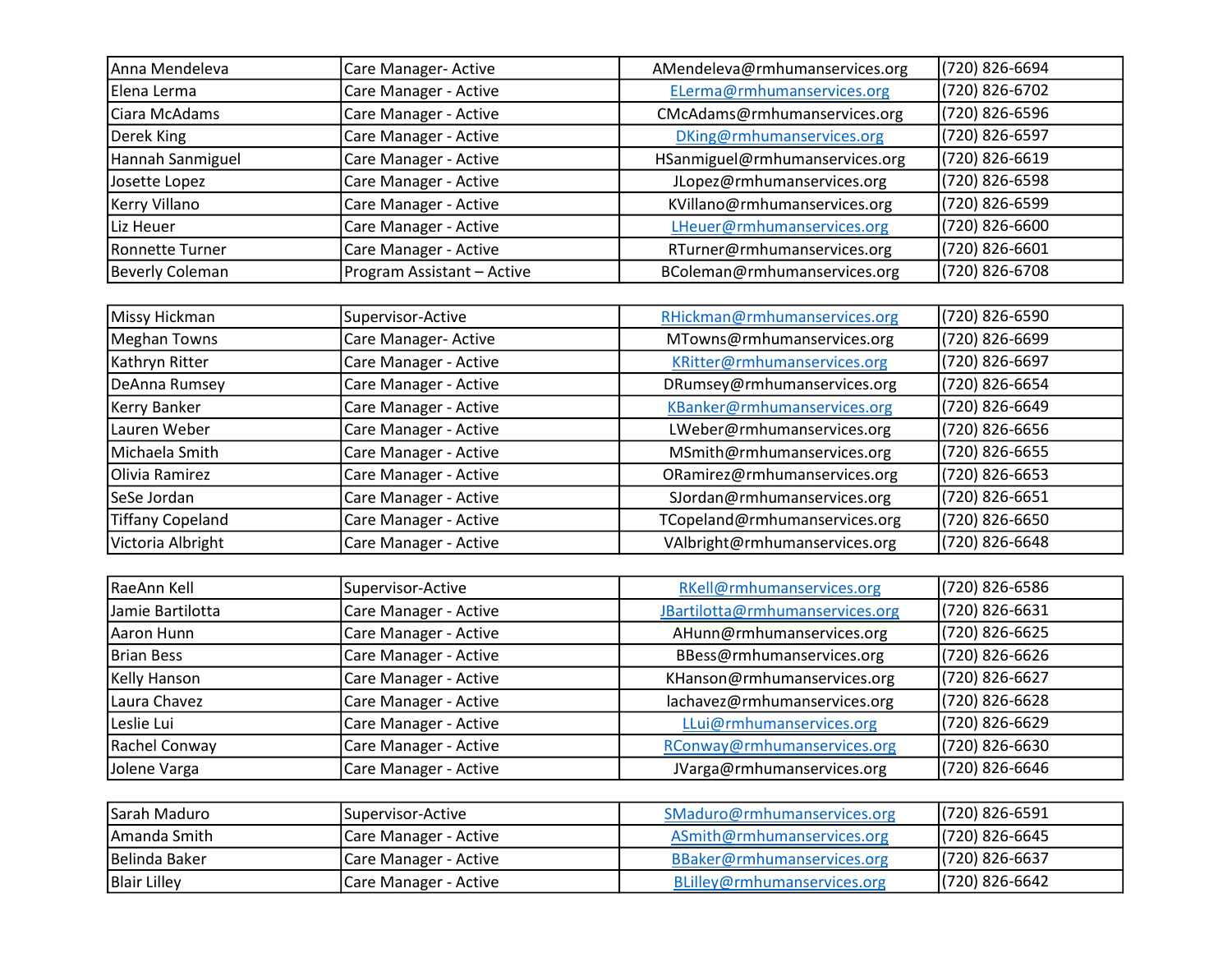| | | | |
|---|---|---|---|
| Anna Mendeleva | Care Manager- Active | AMendeleva@rmhumanservices.org | (720) 826-6694 |
| Elena Lerma | Care Manager - Active | ELerma@rmhumanservices.org | (720) 826-6702 |
| Ciara McAdams | Care Manager - Active | CMcAdams@rmhumanservices.org | (720) 826-6596 |
| Derek King | Care Manager - Active | DKing@rmhumanservices.org | (720) 826-6597 |
| Hannah Sanmiguel | Care Manager - Active | HSanmiguel@rmhumanservices.org | (720) 826-6619 |
| Josette Lopez | Care Manager - Active | JLopez@rmhumanservices.org | (720) 826-6598 |
| Kerry Villano | Care Manager - Active | KVillano@rmhumanservices.org | (720) 826-6599 |
| Liz Heuer | Care Manager - Active | LHeuer@rmhumanservices.org | (720) 826-6600 |
| Ronnette Turner | Care Manager - Active | RTurner@rmhumanservices.org | (720) 826-6601 |
| Beverly Coleman | Program Assistant – Active | BColeman@rmhumanservices.org | (720) 826-6708 |

| | | | |
|---|---|---|---|
| Missy Hickman | Supervisor-Active | RHickman@rmhumanservices.org | (720) 826-6590 |
| Meghan Towns | Care Manager- Active | MTowns@rmhumanservices.org | (720) 826-6699 |
| Kathryn Ritter | Care Manager - Active | KRitter@rmhumanservices.org | (720) 826-6697 |
| DeAnna Rumsey | Care Manager - Active | DRumsey@rmhumanservices.org | (720) 826-6654 |
| Kerry Banker | Care Manager - Active | KBanker@rmhumanservices.org | (720) 826-6649 |
| Lauren Weber | Care Manager - Active | LWeber@rmhumanservices.org | (720) 826-6656 |
| Michaela Smith | Care Manager - Active | MSmith@rmhumanservices.org | (720) 826-6655 |
| Olivia Ramirez | Care Manager - Active | ORamirez@rmhumanservices.org | (720) 826-6653 |
| SeSe Jordan | Care Manager - Active | SJordan@rmhumanservices.org | (720) 826-6651 |
| Tiffany Copeland | Care Manager - Active | TCopeland@rmhumanservices.org | (720) 826-6650 |
| Victoria Albright | Care Manager - Active | VAlbright@rmhumanservices.org | (720) 826-6648 |

| | | | |
|---|---|---|---|
| RaeAnn Kell | Supervisor-Active | RKell@rmhumanservices.org | (720) 826-6586 |
| Jamie Bartilotta | Care Manager - Active | JBartilotta@rmhumanservices.org | (720) 826-6631 |
| Aaron Hunn | Care Manager - Active | AHunn@rmhumanservices.org | (720) 826-6625 |
| Brian Bess | Care Manager - Active | BBess@rmhumanservices.org | (720) 826-6626 |
| Kelly Hanson | Care Manager - Active | KHanson@rmhumanservices.org | (720) 826-6627 |
| Laura Chavez | Care Manager - Active | lachavez@rmhumanservices.org | (720) 826-6628 |
| Leslie Lui | Care Manager - Active | LLui@rmhumanservices.org | (720) 826-6629 |
| Rachel Conway | Care Manager - Active | RConway@rmhumanservices.org | (720) 826-6630 |
| Jolene Varga | Care Manager - Active | JVarga@rmhumanservices.org | (720) 826-6646 |

| | | | |
|---|---|---|---|
| Sarah Maduro | Supervisor-Active | SMaduro@rmhumanservices.org | (720) 826-6591 |
| Amanda Smith | Care Manager - Active | ASmith@rmhumanservices.org | (720) 826-6645 |
| Belinda Baker | Care Manager - Active | BBaker@rmhumanservices.org | (720) 826-6637 |
| Blair Lilley | Care Manager - Active | BLilley@rmhumanservices.org | (720) 826-6642 |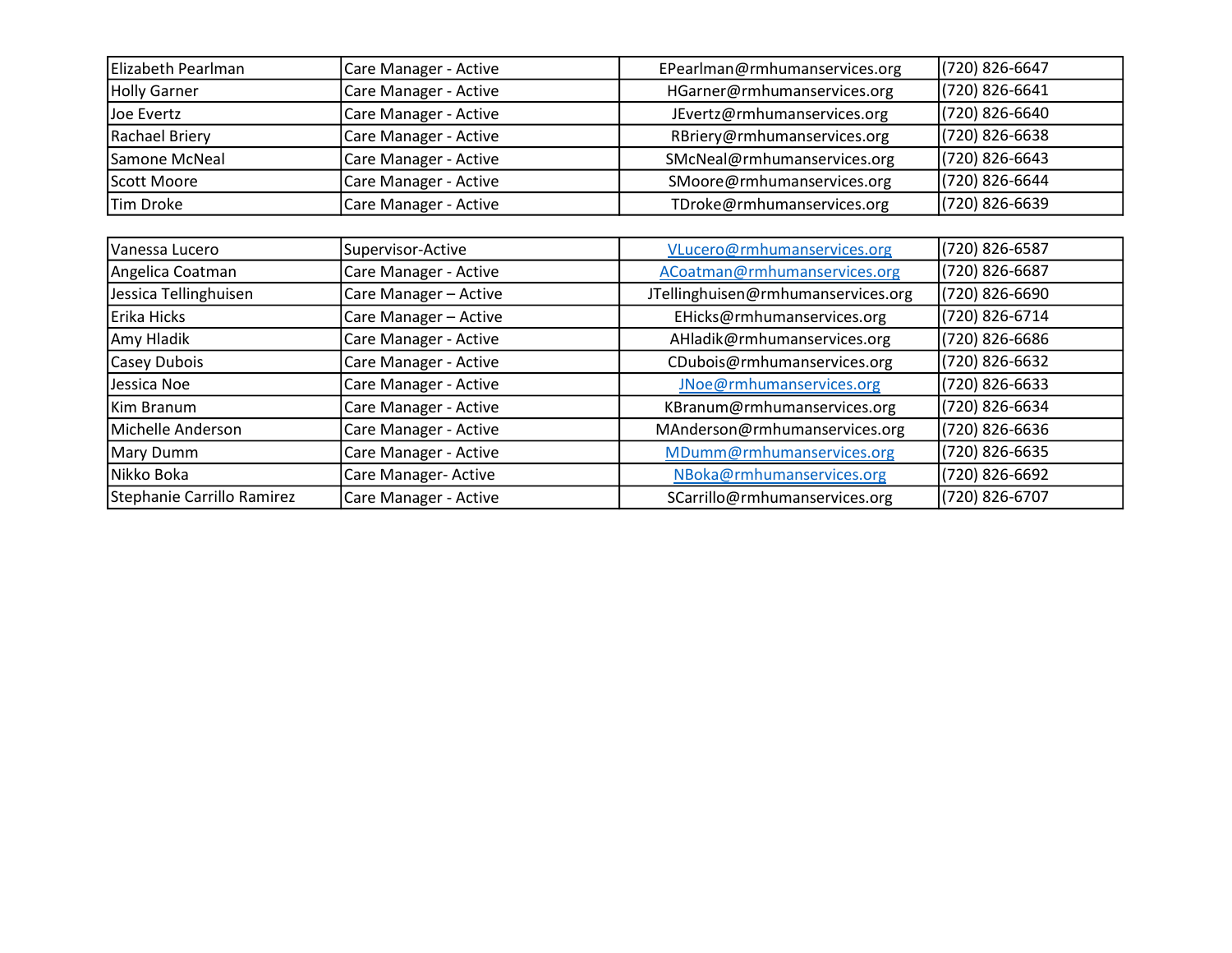| | | | |
|---|---|---|---|
| Elizabeth Pearlman | Care Manager - Active | EPearlman@rmhumanservices.org | (720) 826-6647 |
| Holly Garner | Care Manager - Active | HGarner@rmhumanservices.org | (720) 826-6641 |
| Joe Evertz | Care Manager - Active | JEvertz@rmhumanservices.org | (720) 826-6640 |
| Rachael Briery | Care Manager - Active | RBriery@rmhumanservices.org | (720) 826-6638 |
| Samone McNeal | Care Manager - Active | SMcNeal@rmhumanservices.org | (720) 826-6643 |
| Scott Moore | Care Manager - Active | SMoore@rmhumanservices.org | (720) 826-6644 |
| Tim Droke | Care Manager - Active | TDroke@rmhumanservices.org | (720) 826-6639 |

| | | | |
|---|---|---|---|
| Vanessa Lucero | Supervisor-Active | VLucero@rmhumanservices.org | (720) 826-6587 |
| Angelica Coatman | Care Manager - Active | ACoatman@rmhumanservices.org | (720) 826-6687 |
| Jessica Tellinghuisen | Care Manager – Active | JTellinghuisen@rmhumanservices.org | (720) 826-6690 |
| Erika Hicks | Care Manager – Active | EHicks@rmhumanservices.org | (720) 826-6714 |
| Amy Hladik | Care Manager - Active | AHladik@rmhumanservices.org | (720) 826-6686 |
| Casey Dubois | Care Manager - Active | CDubois@rmhumanservices.org | (720) 826-6632 |
| Jessica Noe | Care Manager - Active | JNoe@rmhumanservices.org | (720) 826-6633 |
| Kim Branum | Care Manager - Active | KBranum@rmhumanservices.org | (720) 826-6634 |
| Michelle Anderson | Care Manager - Active | MAnderson@rmhumanservices.org | (720) 826-6636 |
| Mary Dumm | Care Manager - Active | MDumm@rmhumanservices.org | (720) 826-6635 |
| Nikko Boka | Care Manager- Active | NBoka@rmhumanservices.org | (720) 826-6692 |
| Stephanie Carrillo Ramirez | Care Manager - Active | SCarrillo@rmhumanservices.org | (720) 826-6707 |